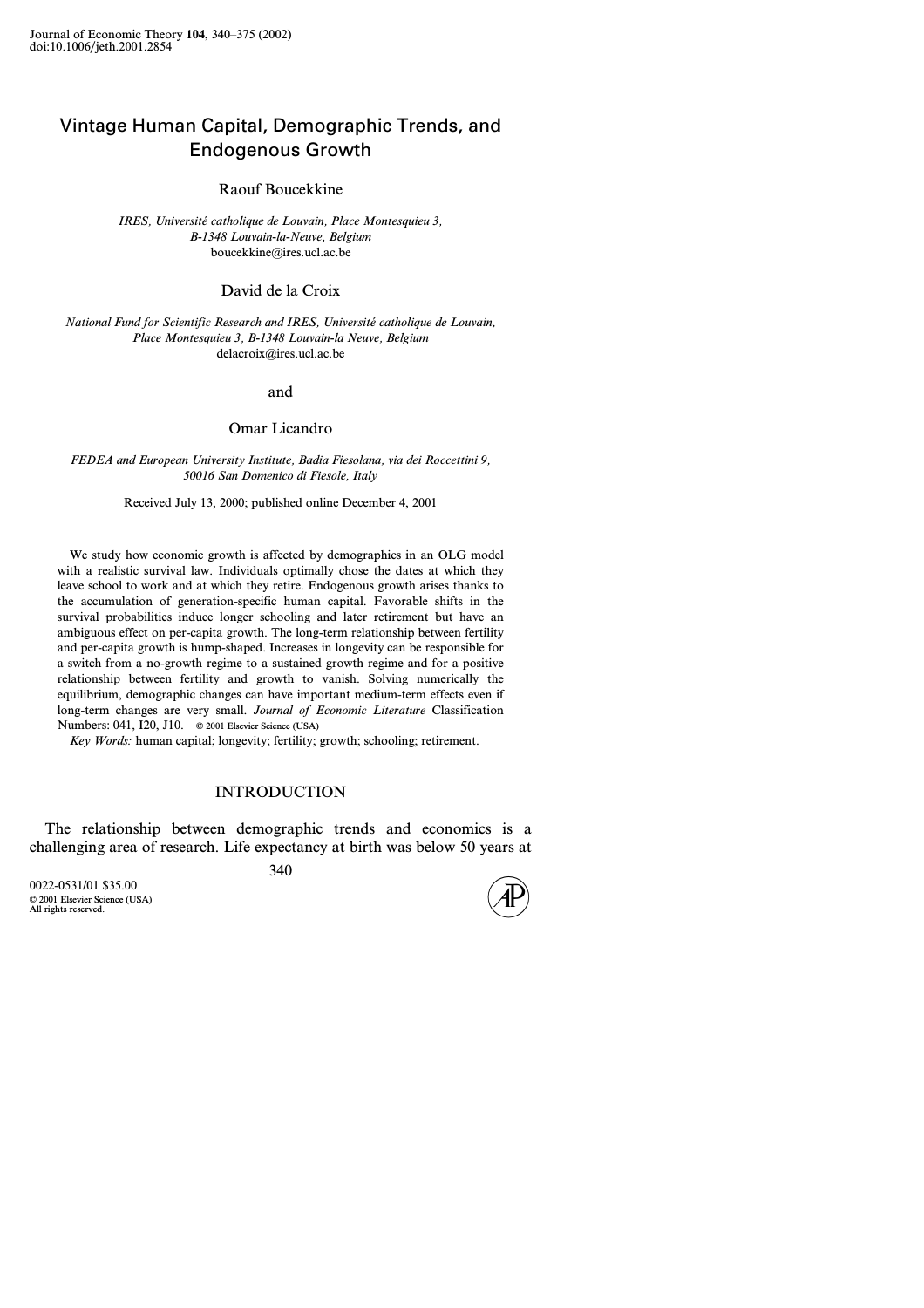# Vintage Human Capital, Demographic Trends, and Endogenous Growth

Raouf Boucekkine

*IRES, Université catholique de Louvain, Place Montesquieu 3, B-1348 Louvain-la-Neuve, Belgium*
boucekkine@ires.ucl.ac.be

David de la Croix

*National Fund for Scientific Research and IRES, Université catholique de Louvain, Place Montesquieu 3, B-1348 Louvain-la Neuve, Belgium*
delacroix@ires.ucl.ac.be

and

Omar Licandro

*FEDEA and European University Institute, Badia Fiesolana, via dei Roccettini 9, 50016 San Domenico di Fiesole, Italy*

Received July 13, 2000; published online December 4, 2001

We study how economic growth is affected by demographics in an OLG model with a realistic survival law. Individuals optimally chose the dates at which they leave school to work and at which they retire. Endogenous growth arises thanks to the accumulation of generation-specific human capital. Favorable shifts in the survival probabilities induce longer schooling and later retirement but have an ambiguous effect on per-capita growth. The long-term relationship between fertility and per-capita growth is hump-shaped. Increases in longevity can be responsible for a switch from a no-growth regime to a sustained growth regime and for a positive relationship between fertility and growth to vanish. Solving numerically the equilibrium, demographic changes can have important medium-term effects even if long-term changes are very small. *Journal of Economic Literature* Classification Numbers: 041, I20, J10. © 2001 Elsevier Science (USA)

*Key Words:* human capital; longevity; fertility; growth; schooling; retirement.

## INTRODUCTION

The relationship between demographic trends and economics is a challenging area of research. Life expectancy at birth was below 50 years at

0022-0531/01 $35.00
© 2001 Elsevier Science (USA)
All rights reserved.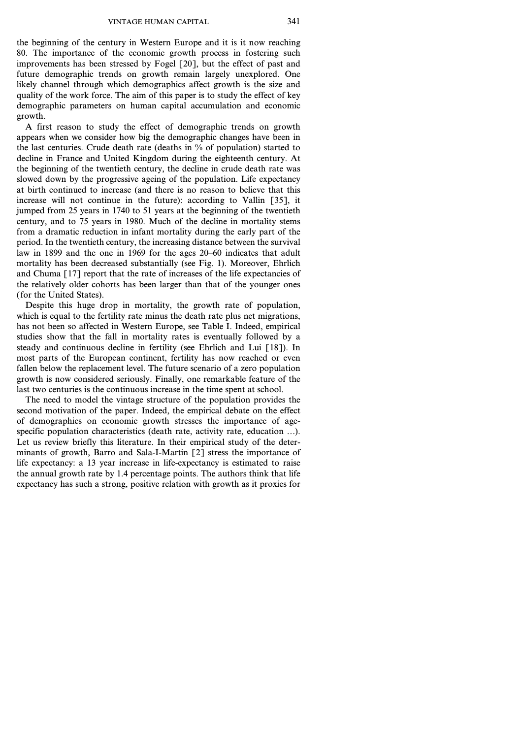the beginning of the century in Western Europe and it is it now reaching 80. The importance of the economic growth process in fostering such improvements has been stressed by Fogel [20], but the effect of past and future demographic trends on growth remain largely unexplored. One likely channel through which demographics affect growth is the size and quality of the work force. The aim of this paper is to study the effect of key demographic parameters on human capital accumulation and economic growth.

A first reason to study the effect of demographic trends on growth appears when we consider how big the demographic changes have been in the last centuries. Crude death rate (deaths in % of population) started to decline in France and United Kingdom during the eighteenth century. At the beginning of the twentieth century, the decline in crude death rate was slowed down by the progressive ageing of the population. Life expectancy at birth continued to increase (and there is no reason to believe that this increase will not continue in the future): according to Vallin [35], it jumped from 25 years in 1740 to 51 years at the beginning of the twentieth century, and to 75 years in 1980. Much of the decline in mortality stems from a dramatic reduction in infant mortality during the early part of the period. In the twentieth century, the increasing distance between the survival law in 1899 and the one in 1969 for the ages 20–60 indicates that adult mortality has been decreased substantially (see Fig. 1). Moreover, Ehrlich and Chuma [17] report that the rate of increases of the life expectancies of the relatively older cohorts has been larger than that of the younger ones (for the United States).

Despite this huge drop in mortality, the growth rate of population, which is equal to the fertility rate minus the death rate plus net migrations, has not been so affected in Western Europe, see Table I. Indeed, empirical studies show that the fall in mortality rates is eventually followed by a steady and continuous decline in fertility (see Ehrlich and Lui [18]). In most parts of the European continent, fertility has now reached or even fallen below the replacement level. The future scenario of a zero population growth is now considered seriously. Finally, one remarkable feature of the last two centuries is the continuous increase in the time spent at school.

The need to model the vintage structure of the population provides the second motivation of the paper. Indeed, the empirical debate on the effect of demographics on economic growth stresses the importance of age-specific population characteristics (death rate, activity rate, education ...). Let us review briefly this literature. In their empirical study of the determinants of growth, Barro and Sala-I-Martin [2] stress the importance of life expectancy: a 13 year increase in life-expectancy is estimated to raise the annual growth rate by 1.4 percentage points. The authors think that life expectancy has such a strong, positive relation with growth as it proxies for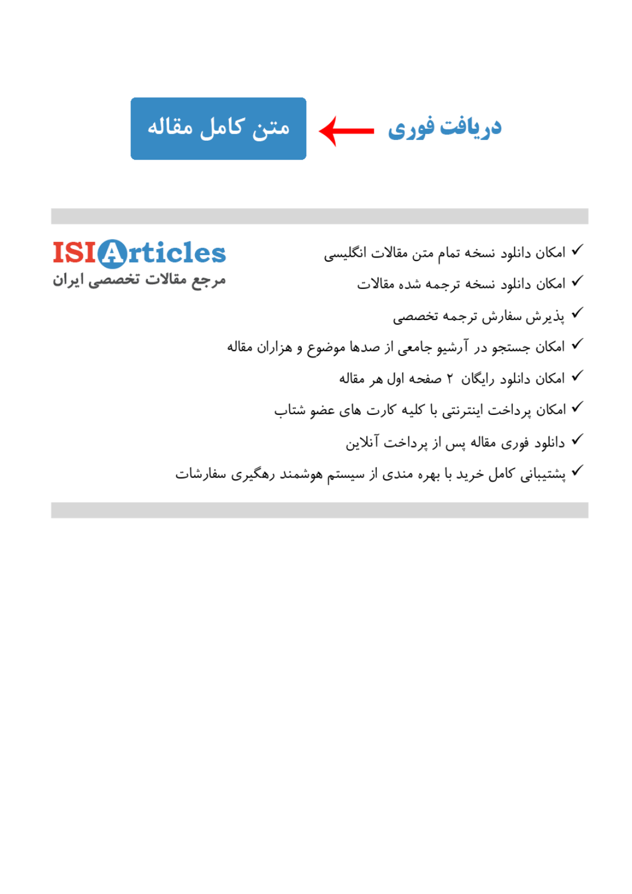دریافت فوری ← **متن کامل مقاله**

**ISIArticles**
مرجع مقالات تخصصی ایران

- ✓ امکان دانلود نسخه تمام متن مقالات انگلیسی
- ✓ امکان دانلود نسخه ترجمه شده مقالات
- ✓ پذیرش سفارش ترجمه تخصصی
- ✓ امکان جستجو در آرشیو جامعی از صدها موضوع و هزاران مقاله
- ✓ امکان دانلود رایگان ۲ صفحه اول هر مقاله
- ✓ امکان پرداخت اینترنتی با کلیه کارت های عضو شتاب
- ✓ دانلود فوری مقاله پس از پرداخت آنلاین
- ✓ پشتیبانی کامل خرید با بهره مندی از سیستم هوشمند رهگیری سفارشات